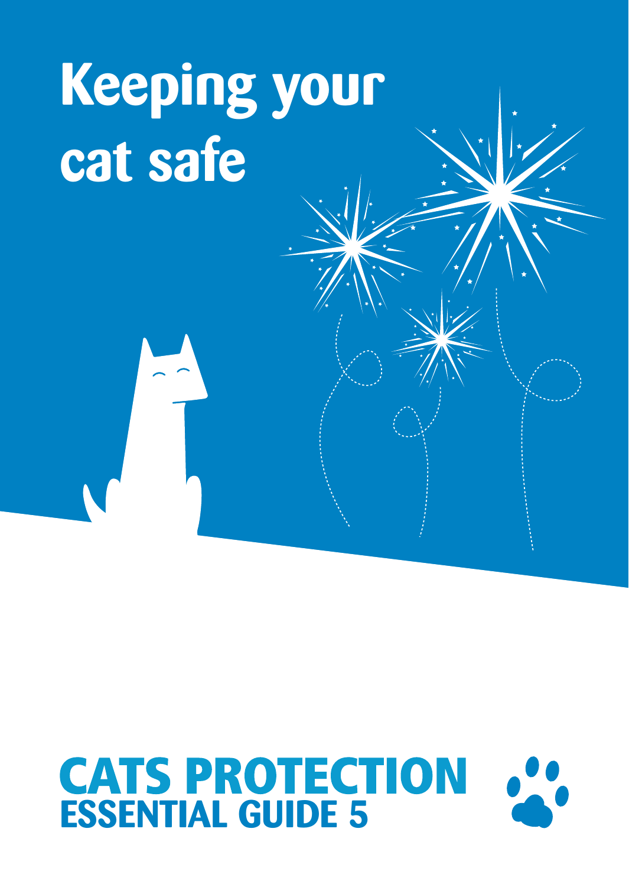# Keeping your cat safe

**CATS PROTECTION**
**ESSENTIAL GUIDE 5**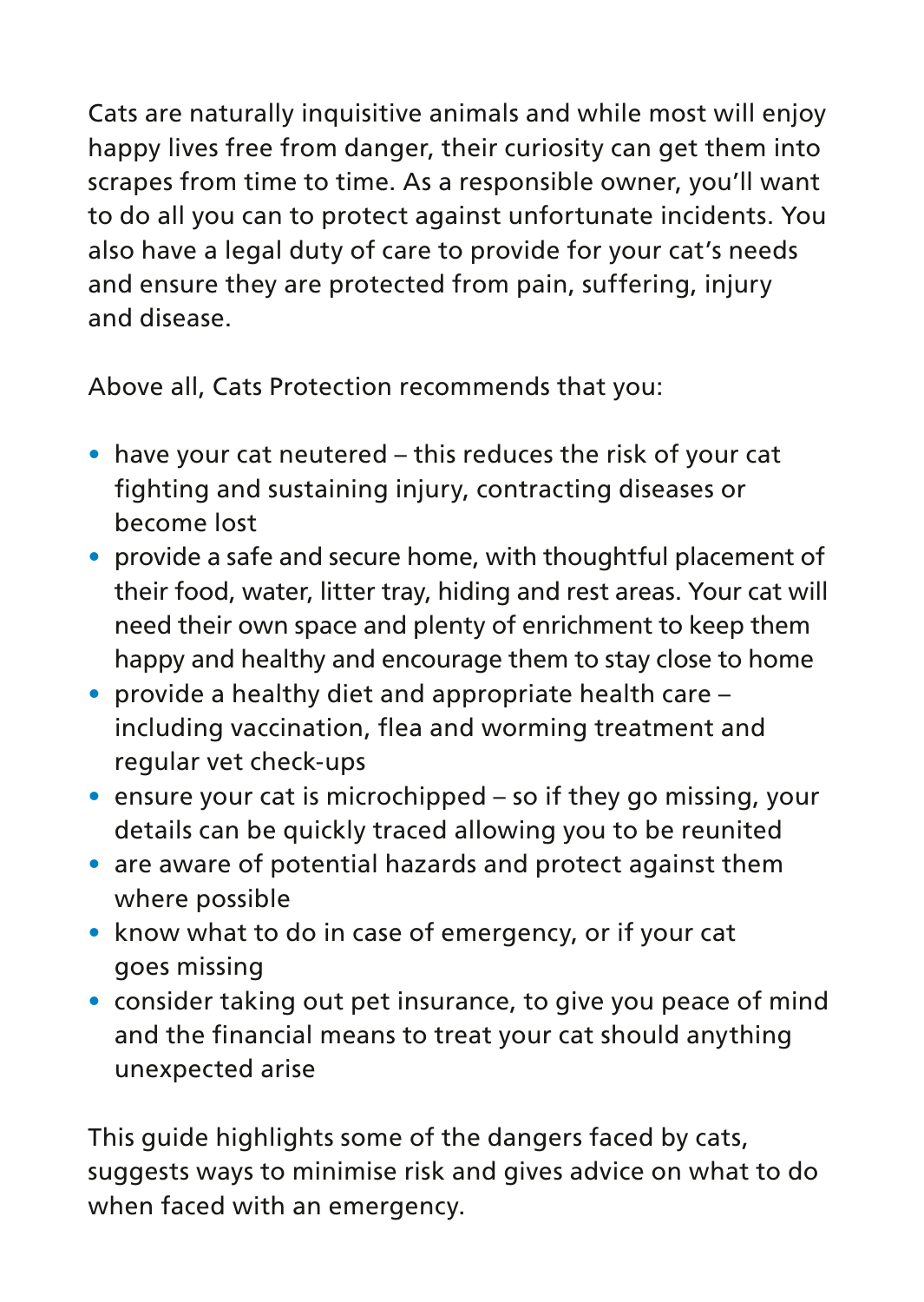Cats are naturally inquisitive animals and while most will enjoy happy lives free from danger, their curiosity can get them into scrapes from time to time. As a responsible owner, you'll want to do all you can to protect against unfortunate incidents. You also have a legal duty of care to provide for your cat's needs and ensure they are protected from pain, suffering, injury and disease.

Above all, Cats Protection recommends that you:

- have your cat neutered – this reduces the risk of your cat fighting and sustaining injury, contracting diseases or become lost
- provide a safe and secure home, with thoughtful placement of their food, water, litter tray, hiding and rest areas. Your cat will need their own space and plenty of enrichment to keep them happy and healthy and encourage them to stay close to home
- provide a healthy diet and appropriate health care – including vaccination, flea and worming treatment and regular vet check-ups
- ensure your cat is microchipped – so if they go missing, your details can be quickly traced allowing you to be reunited
- are aware of potential hazards and protect against them where possible
- know what to do in case of emergency, or if your cat goes missing
- consider taking out pet insurance, to give you peace of mind and the financial means to treat your cat should anything unexpected arise

This guide highlights some of the dangers faced by cats, suggests ways to minimise risk and gives advice on what to do when faced with an emergency.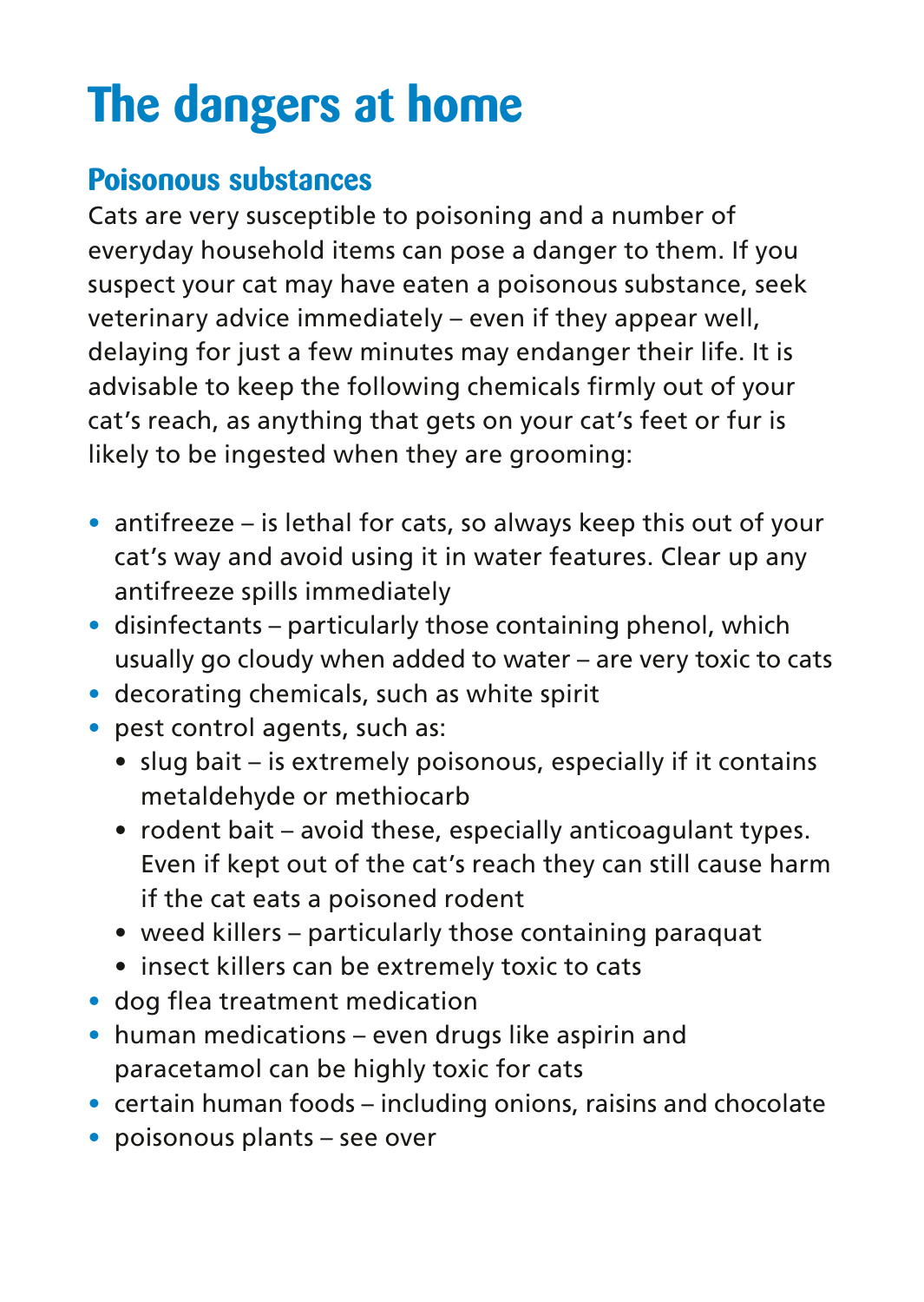# The dangers at home

## Poisonous substances

Cats are very susceptible to poisoning and a number of everyday household items can pose a danger to them. If you suspect your cat may have eaten a poisonous substance, seek veterinary advice immediately – even if they appear well, delaying for just a few minutes may endanger their life. It is advisable to keep the following chemicals firmly out of your cat's reach, as anything that gets on your cat's feet or fur is likely to be ingested when they are grooming:

- antifreeze – is lethal for cats, so always keep this out of your cat's way and avoid using it in water features. Clear up any antifreeze spills immediately
- disinfectants – particularly those containing phenol, which usually go cloudy when added to water – are very toxic to cats
- decorating chemicals, such as white spirit
- pest control agents, such as:
  - slug bait – is extremely poisonous, especially if it contains metaldehyde or methiocarb
  - rodent bait – avoid these, especially anticoagulant types. Even if kept out of the cat's reach they can still cause harm if the cat eats a poisoned rodent
  - weed killers – particularly those containing paraquat
  - insect killers can be extremely toxic to cats
- dog flea treatment medication
- human medications – even drugs like aspirin and paracetamol can be highly toxic for cats
- certain human foods – including onions, raisins and chocolate
- poisonous plants – see over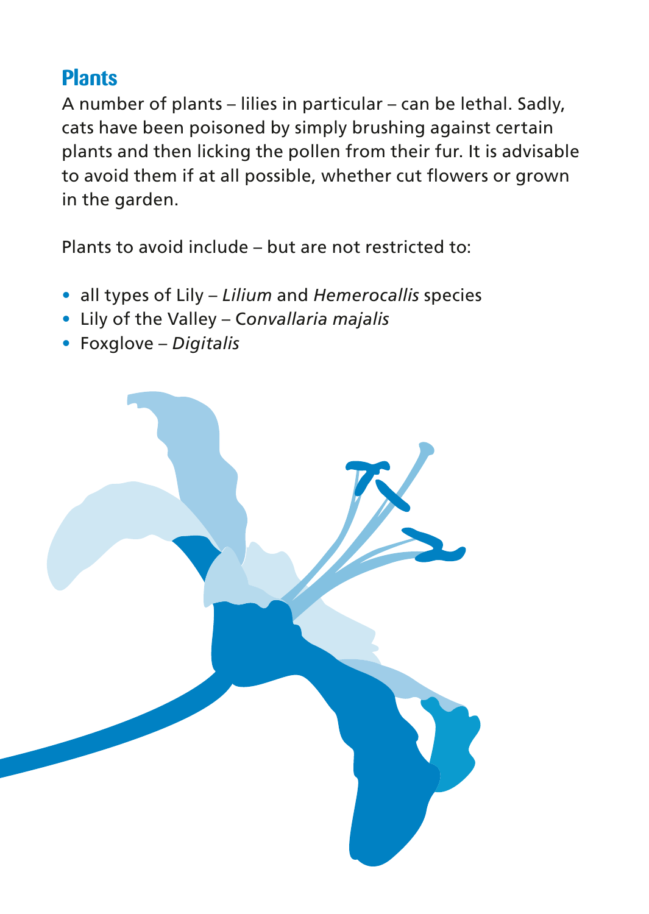## Plants

A number of plants – lilies in particular – can be lethal. Sadly, cats have been poisoned by simply brushing against certain plants and then licking the pollen from their fur. It is advisable to avoid them if at all possible, whether cut flowers or grown in the garden.

Plants to avoid include – but are not restricted to:

- all types of Lily – *Lilium* and *Hemerocallis* species
- Lily of the Valley – C*onvallaria majalis*
- Foxglove – *Digitalis*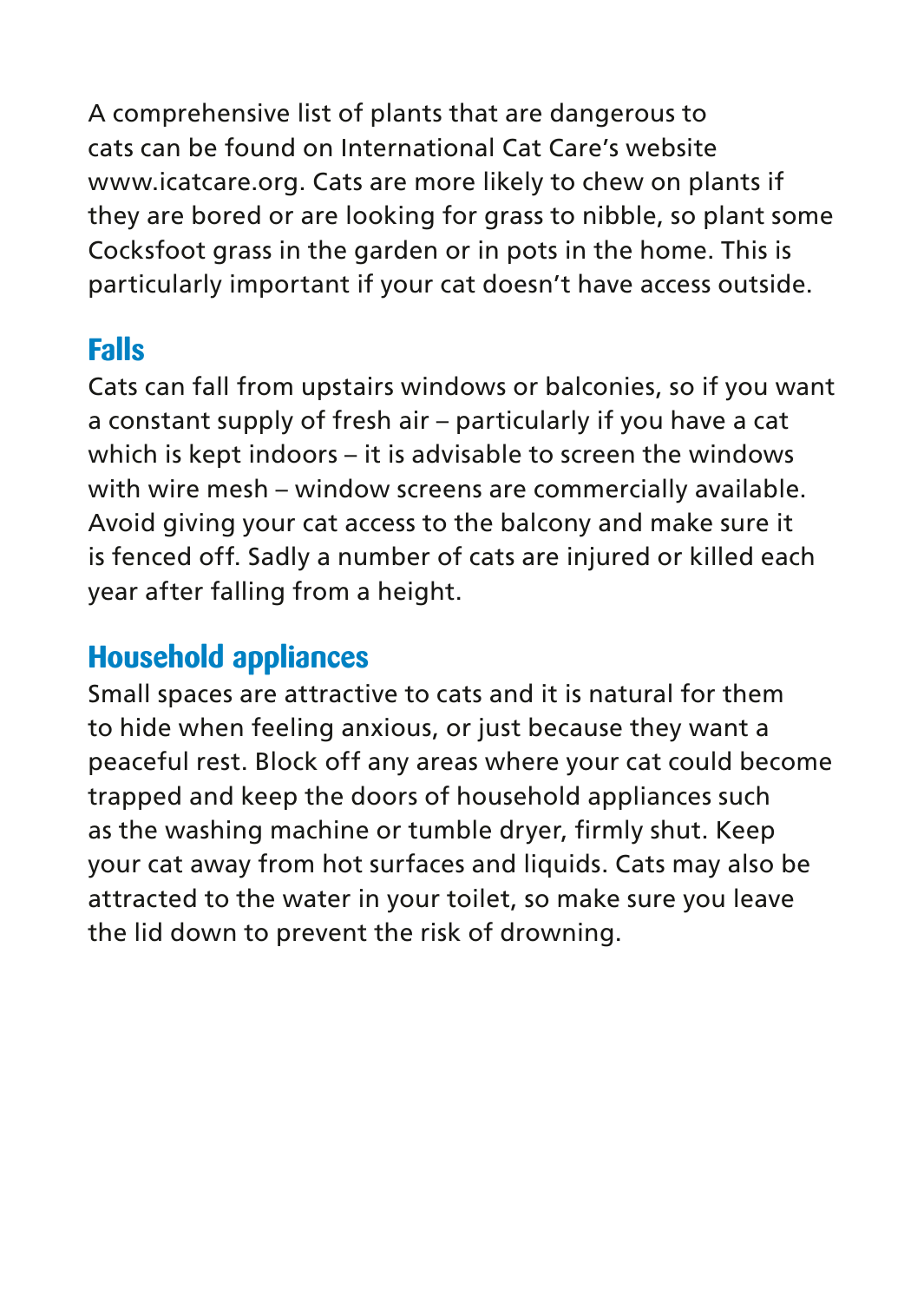A comprehensive list of plants that are dangerous to cats can be found on International Cat Care's website www.icatcare.org. Cats are more likely to chew on plants if they are bored or are looking for grass to nibble, so plant some Cocksfoot grass in the garden or in pots in the home. This is particularly important if your cat doesn't have access outside.

## Falls

Cats can fall from upstairs windows or balconies, so if you want a constant supply of fresh air – particularly if you have a cat which is kept indoors – it is advisable to screen the windows with wire mesh – window screens are commercially available. Avoid giving your cat access to the balcony and make sure it is fenced off. Sadly a number of cats are injured or killed each year after falling from a height.

## Household appliances

Small spaces are attractive to cats and it is natural for them to hide when feeling anxious, or just because they want a peaceful rest. Block off any areas where your cat could become trapped and keep the doors of household appliances such as the washing machine or tumble dryer, firmly shut. Keep your cat away from hot surfaces and liquids. Cats may also be attracted to the water in your toilet, so make sure you leave the lid down to prevent the risk of drowning.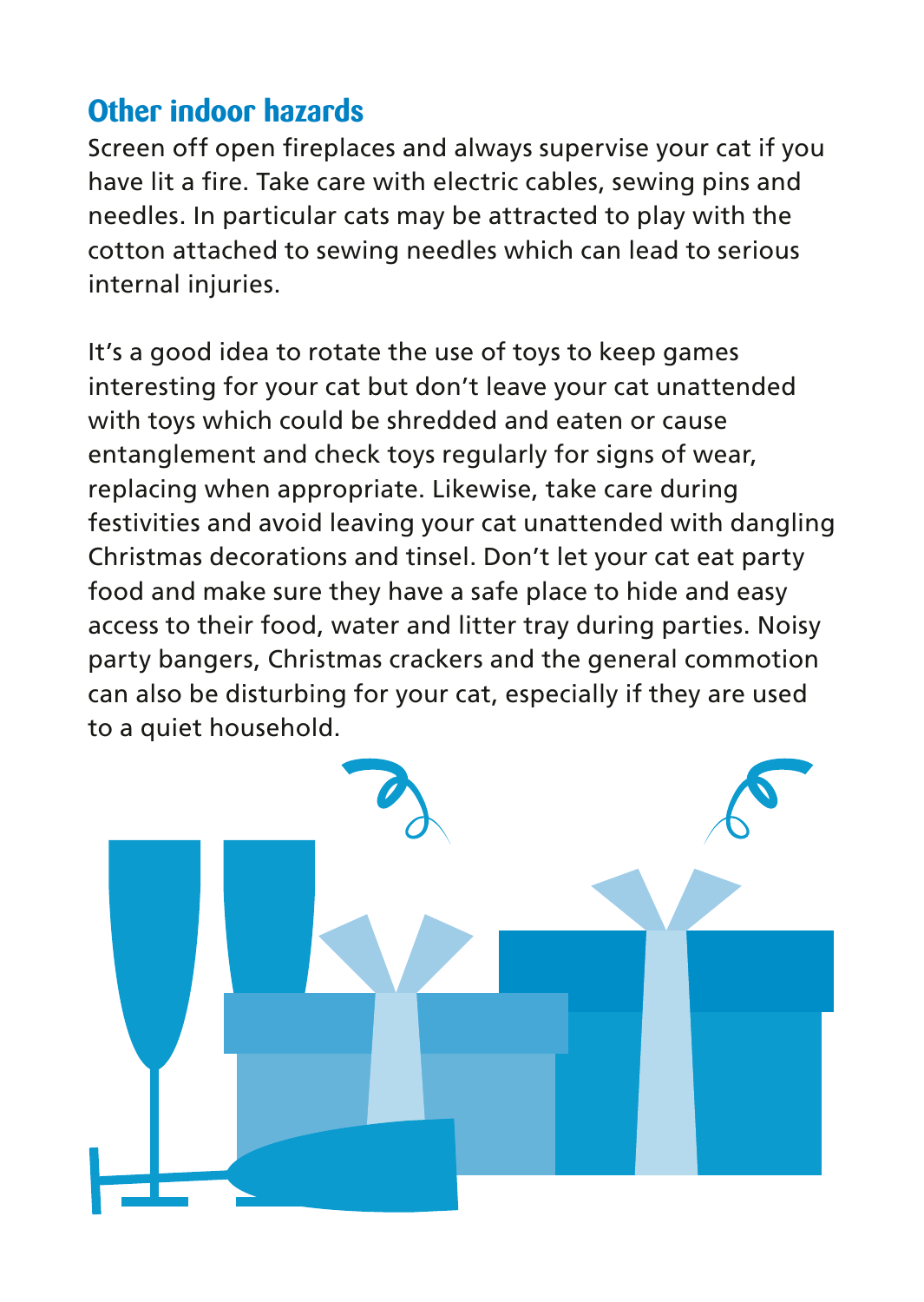## Other indoor hazards

Screen off open fireplaces and always supervise your cat if you have lit a fire. Take care with electric cables, sewing pins and needles. In particular cats may be attracted to play with the cotton attached to sewing needles which can lead to serious internal injuries.

It's a good idea to rotate the use of toys to keep games interesting for your cat but don't leave your cat unattended with toys which could be shredded and eaten or cause entanglement and check toys regularly for signs of wear, replacing when appropriate. Likewise, take care during festivities and avoid leaving your cat unattended with dangling Christmas decorations and tinsel. Don't let your cat eat party food and make sure they have a safe place to hide and easy access to their food, water and litter tray during parties. Noisy party bangers, Christmas crackers and the general commotion can also be disturbing for your cat, especially if they are used to a quiet household.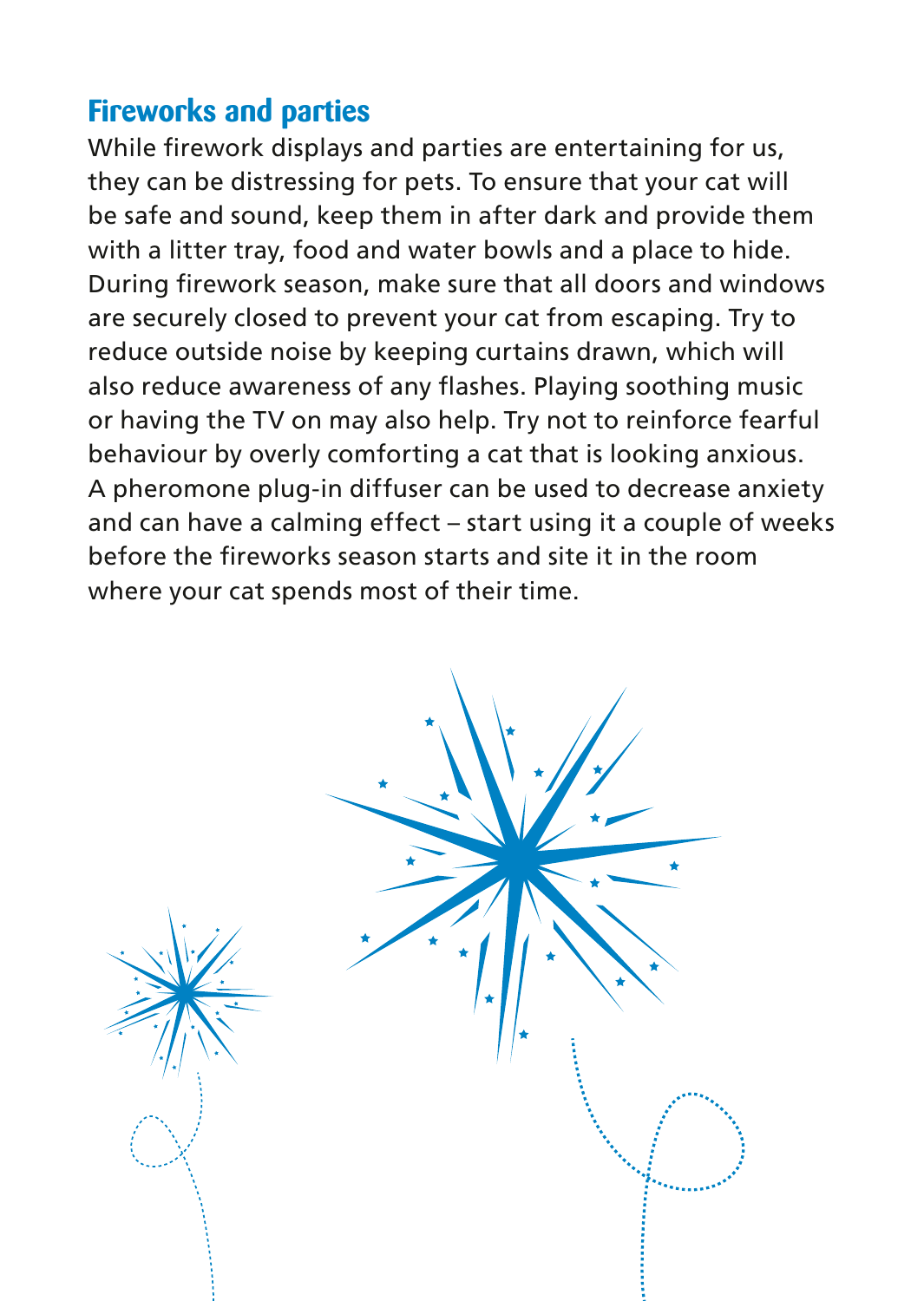## Fireworks and parties

While firework displays and parties are entertaining for us, they can be distressing for pets. To ensure that your cat will be safe and sound, keep them in after dark and provide them with a litter tray, food and water bowls and a place to hide. During firework season, make sure that all doors and windows are securely closed to prevent your cat from escaping. Try to reduce outside noise by keeping curtains drawn, which will also reduce awareness of any flashes. Playing soothing music or having the TV on may also help. Try not to reinforce fearful behaviour by overly comforting a cat that is looking anxious. A pheromone plug-in diffuser can be used to decrease anxiety and can have a calming effect – start using it a couple of weeks before the fireworks season starts and site it in the room where your cat spends most of their time.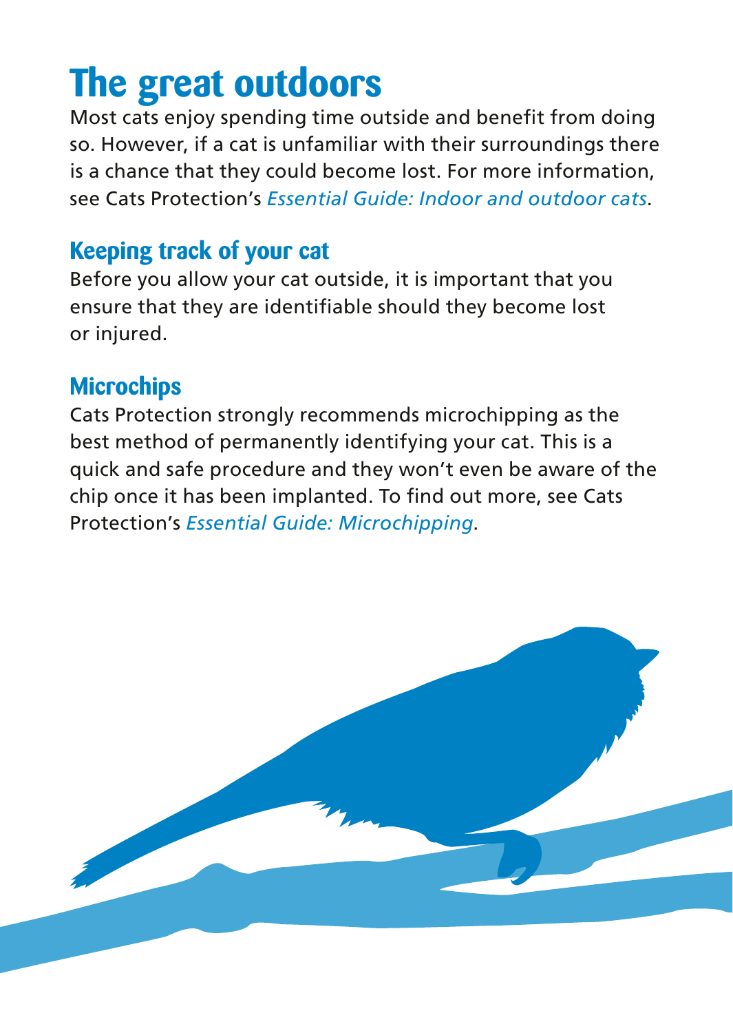# The great outdoors

Most cats enjoy spending time outside and benefit from doing so. However, if a cat is unfamiliar with their surroundings there is a chance that they could become lost. For more information, see Cats Protection's *Essential Guide: Indoor and outdoor cats*.

## Keeping track of your cat

Before you allow your cat outside, it is important that you ensure that they are identifiable should they become lost or injured.

## Microchips

Cats Protection strongly recommends microchipping as the best method of permanently identifying your cat. This is a quick and safe procedure and they won't even be aware of the chip once it has been implanted. To find out more, see Cats Protection's *Essential Guide: Microchipping*.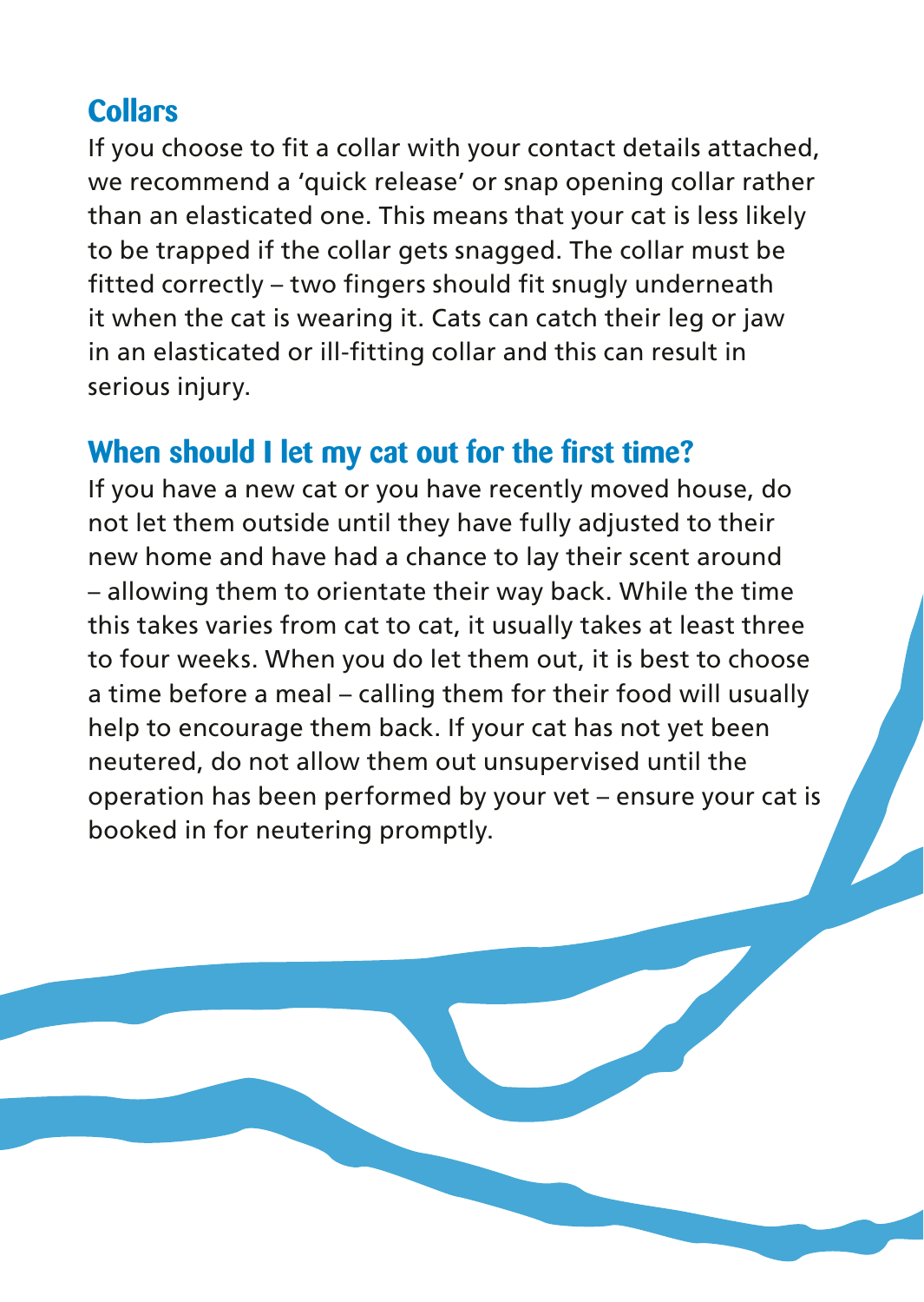## Collars

If you choose to fit a collar with your contact details attached, we recommend a 'quick release' or snap opening collar rather than an elasticated one. This means that your cat is less likely to be trapped if the collar gets snagged. The collar must be fitted correctly – two fingers should fit snugly underneath it when the cat is wearing it. Cats can catch their leg or jaw in an elasticated or ill-fitting collar and this can result in serious injury.

## When should I let my cat out for the first time?

If you have a new cat or you have recently moved house, do not let them outside until they have fully adjusted to their new home and have had a chance to lay their scent around – allowing them to orientate their way back. While the time this takes varies from cat to cat, it usually takes at least three to four weeks. When you do let them out, it is best to choose a time before a meal – calling them for their food will usually help to encourage them back. If your cat has not yet been neutered, do not allow them out unsupervised until the operation has been performed by your vet – ensure your cat is booked in for neutering promptly.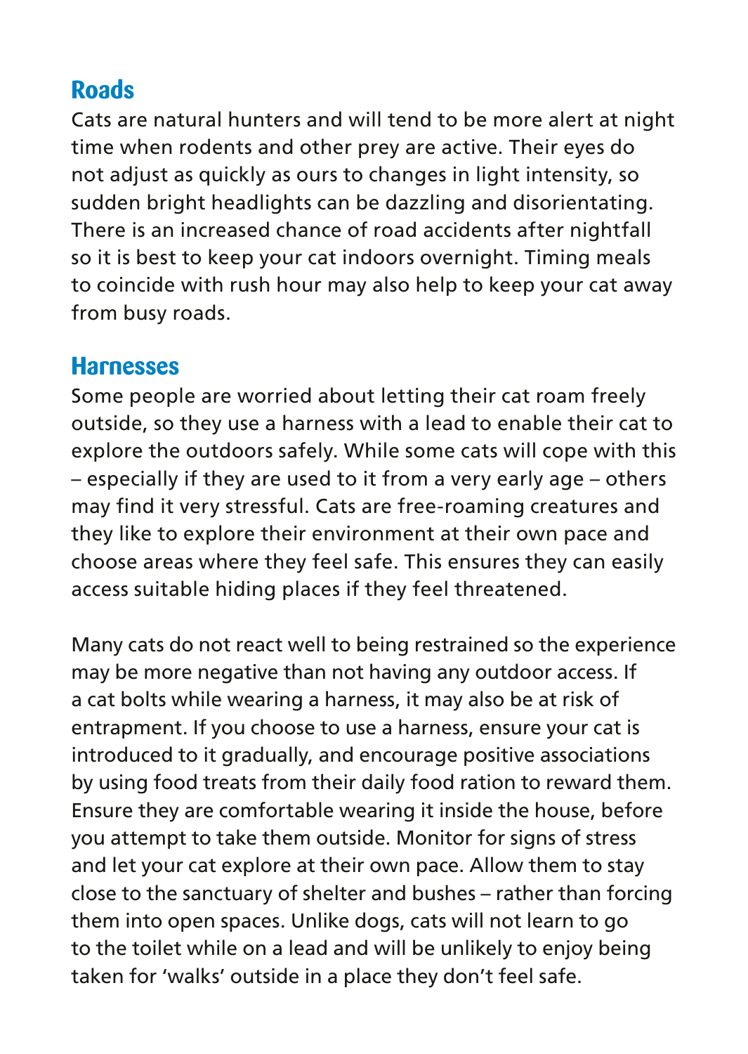## Roads

Cats are natural hunters and will tend to be more alert at night time when rodents and other prey are active. Their eyes do not adjust as quickly as ours to changes in light intensity, so sudden bright headlights can be dazzling and disorientating. There is an increased chance of road accidents after nightfall so it is best to keep your cat indoors overnight. Timing meals to coincide with rush hour may also help to keep your cat away from busy roads.

## Harnesses

Some people are worried about letting their cat roam freely outside, so they use a harness with a lead to enable their cat to explore the outdoors safely. While some cats will cope with this – especially if they are used to it from a very early age – others may find it very stressful. Cats are free-roaming creatures and they like to explore their environment at their own pace and choose areas where they feel safe. This ensures they can easily access suitable hiding places if they feel threatened.

Many cats do not react well to being restrained so the experience may be more negative than not having any outdoor access. If a cat bolts while wearing a harness, it may also be at risk of entrapment. If you choose to use a harness, ensure your cat is introduced to it gradually, and encourage positive associations by using food treats from their daily food ration to reward them. Ensure they are comfortable wearing it inside the house, before you attempt to take them outside. Monitor for signs of stress and let your cat explore at their own pace. Allow them to stay close to the sanctuary of shelter and bushes – rather than forcing them into open spaces. Unlike dogs, cats will not learn to go to the toilet while on a lead and will be unlikely to enjoy being taken for 'walks' outside in a place they don't feel safe.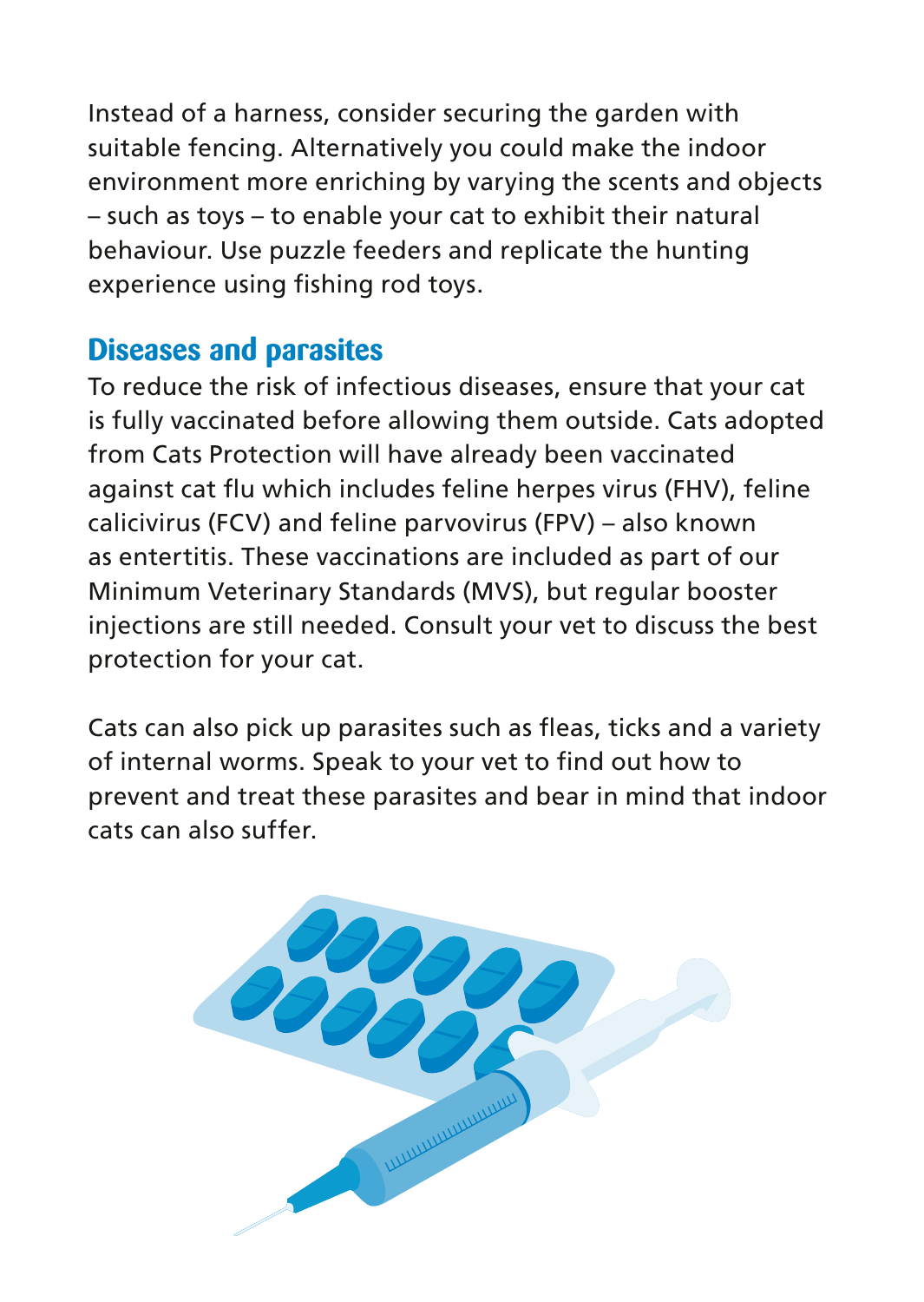Instead of a harness, consider securing the garden with suitable fencing. Alternatively you could make the indoor environment more enriching by varying the scents and objects – such as toys – to enable your cat to exhibit their natural behaviour. Use puzzle feeders and replicate the hunting experience using fishing rod toys.

## Diseases and parasites

To reduce the risk of infectious diseases, ensure that your cat is fully vaccinated before allowing them outside. Cats adopted from Cats Protection will have already been vaccinated against cat flu which includes feline herpes virus (FHV), feline calicivirus (FCV) and feline parvovirus (FPV) – also known as entertitis. These vaccinations are included as part of our Minimum Veterinary Standards (MVS), but regular booster injections are still needed. Consult your vet to discuss the best protection for your cat.

Cats can also pick up parasites such as fleas, ticks and a variety of internal worms. Speak to your vet to find out how to prevent and treat these parasites and bear in mind that indoor cats can also suffer.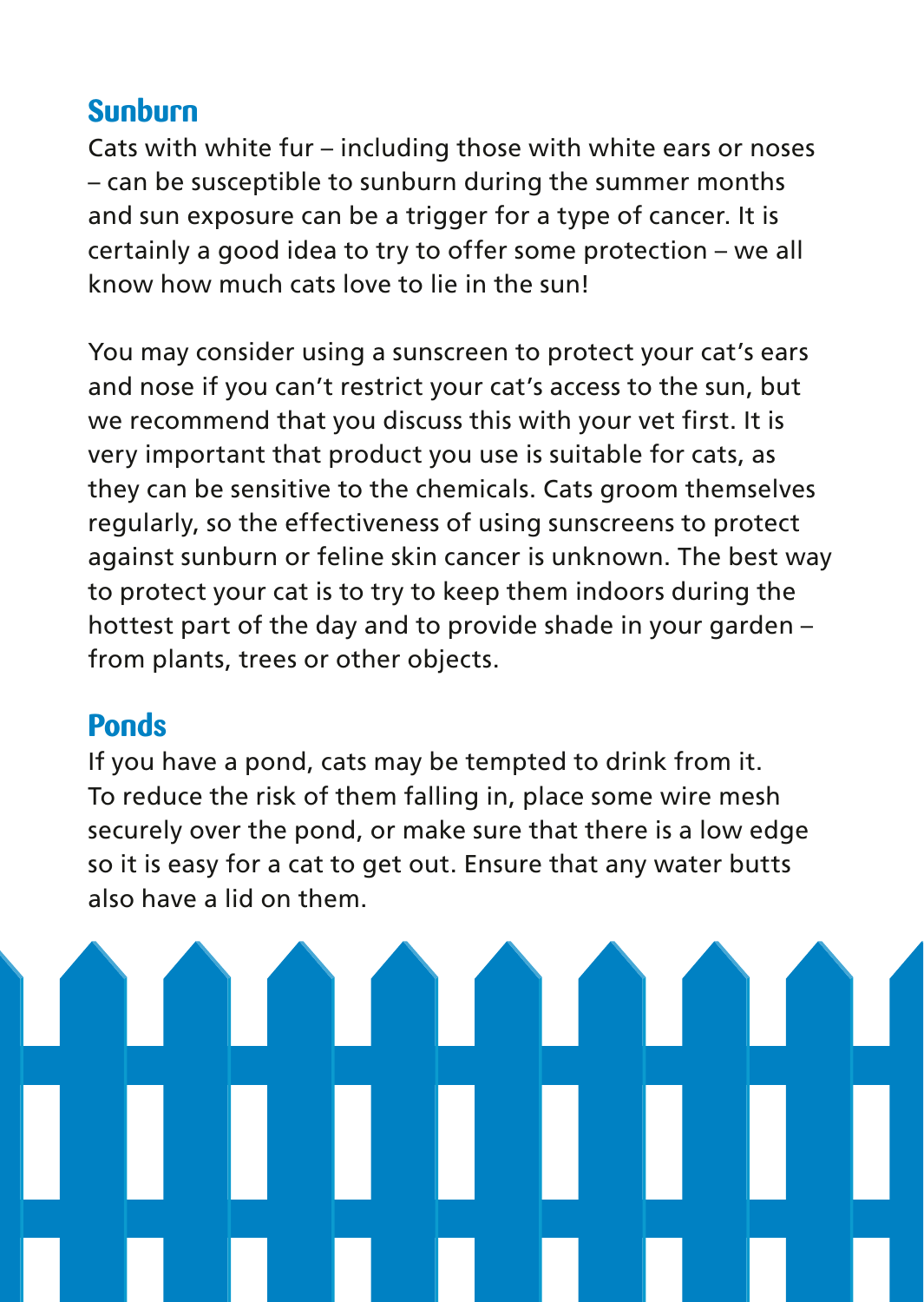## Sunburn

Cats with white fur – including those with white ears or noses – can be susceptible to sunburn during the summer months and sun exposure can be a trigger for a type of cancer. It is certainly a good idea to try to offer some protection – we all know how much cats love to lie in the sun!

You may consider using a sunscreen to protect your cat's ears and nose if you can't restrict your cat's access to the sun, but we recommend that you discuss this with your vet first. It is very important that product you use is suitable for cats, as they can be sensitive to the chemicals. Cats groom themselves regularly, so the effectiveness of using sunscreens to protect against sunburn or feline skin cancer is unknown. The best way to protect your cat is to try to keep them indoors during the hottest part of the day and to provide shade in your garden – from plants, trees or other objects.

## Ponds

If you have a pond, cats may be tempted to drink from it. To reduce the risk of them falling in, place some wire mesh securely over the pond, or make sure that there is a low edge so it is easy for a cat to get out. Ensure that any water butts also have a lid on them.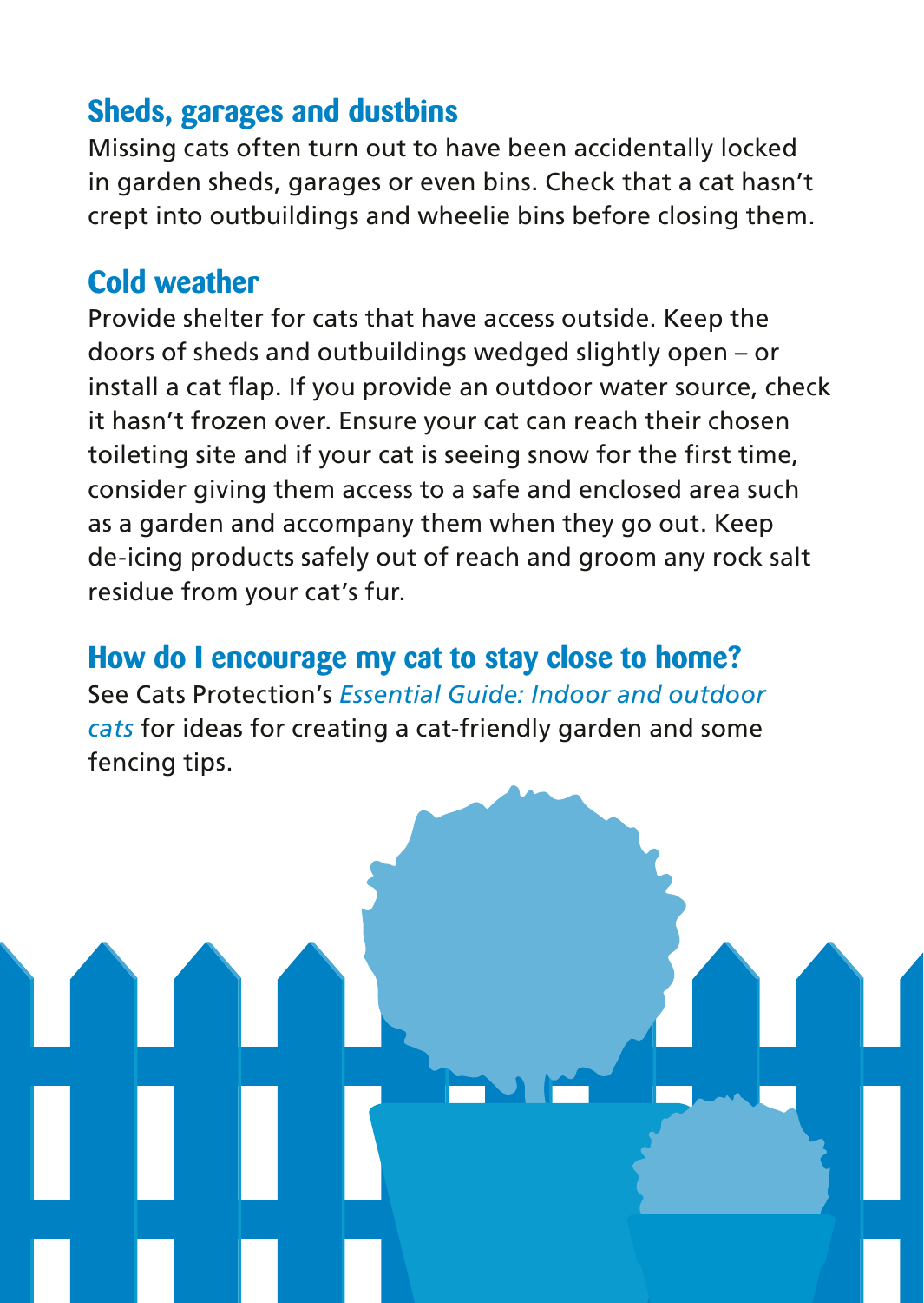## Sheds, garages and dustbins

Missing cats often turn out to have been accidentally locked in garden sheds, garages or even bins. Check that a cat hasn't crept into outbuildings and wheelie bins before closing them.

## Cold weather

Provide shelter for cats that have access outside. Keep the doors of sheds and outbuildings wedged slightly open – or install a cat flap. If you provide an outdoor water source, check it hasn't frozen over. Ensure your cat can reach their chosen toileting site and if your cat is seeing snow for the first time, consider giving them access to a safe and enclosed area such as a garden and accompany them when they go out. Keep de-icing products safely out of reach and groom any rock salt residue from your cat's fur.

## How do I encourage my cat to stay close to home?

See Cats Protection's *Essential Guide: Indoor and outdoor cats* for ideas for creating a cat-friendly garden and some fencing tips.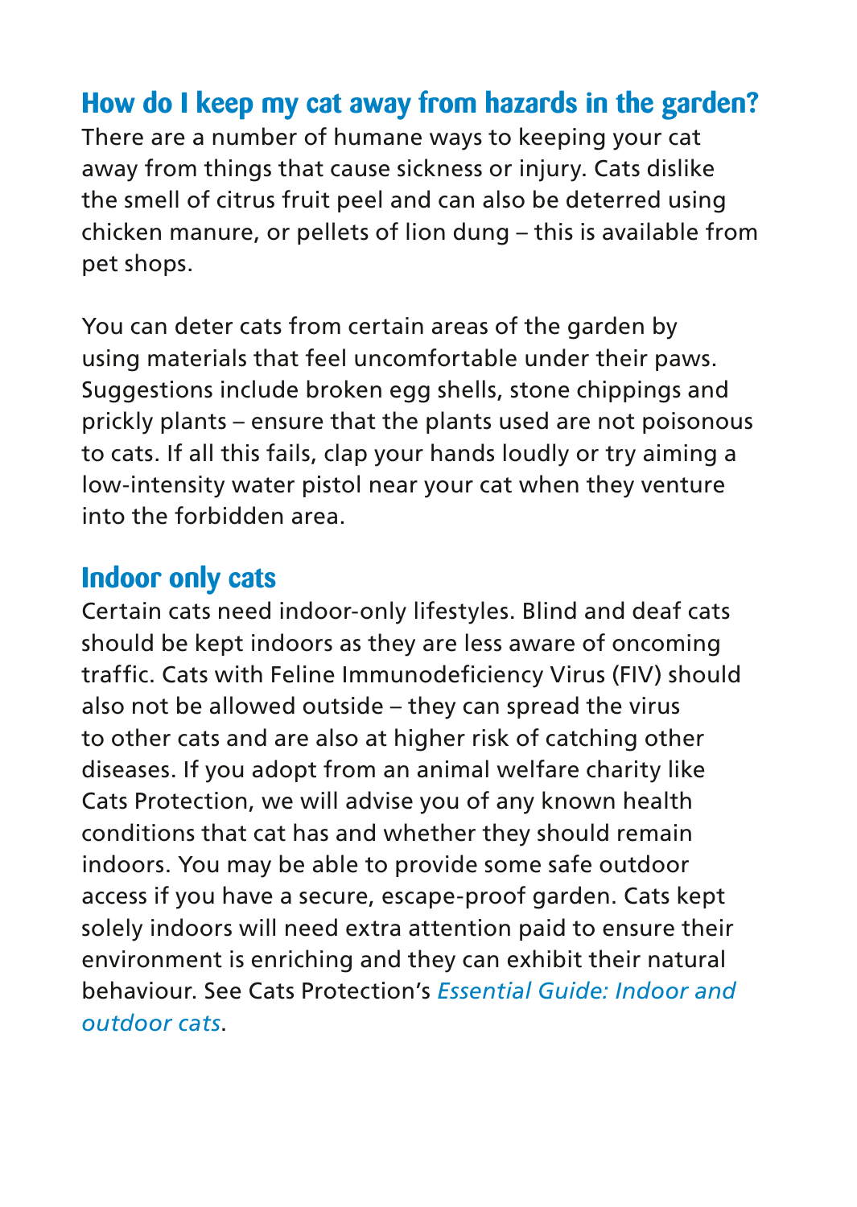## How do I keep my cat away from hazards in the garden?

There are a number of humane ways to keeping your cat away from things that cause sickness or injury. Cats dislike the smell of citrus fruit peel and can also be deterred using chicken manure, or pellets of lion dung – this is available from pet shops.

You can deter cats from certain areas of the garden by using materials that feel uncomfortable under their paws. Suggestions include broken egg shells, stone chippings and prickly plants – ensure that the plants used are not poisonous to cats. If all this fails, clap your hands loudly or try aiming a low-intensity water pistol near your cat when they venture into the forbidden area.

## Indoor only cats

Certain cats need indoor-only lifestyles. Blind and deaf cats should be kept indoors as they are less aware of oncoming traffic. Cats with Feline Immunodeficiency Virus (FIV) should also not be allowed outside – they can spread the virus to other cats and are also at higher risk of catching other diseases. If you adopt from an animal welfare charity like Cats Protection, we will advise you of any known health conditions that cat has and whether they should remain indoors. You may be able to provide some safe outdoor access if you have a secure, escape-proof garden. Cats kept solely indoors will need extra attention paid to ensure their environment is enriching and they can exhibit their natural behaviour. See Cats Protection's *Essential Guide: Indoor and outdoor cats*.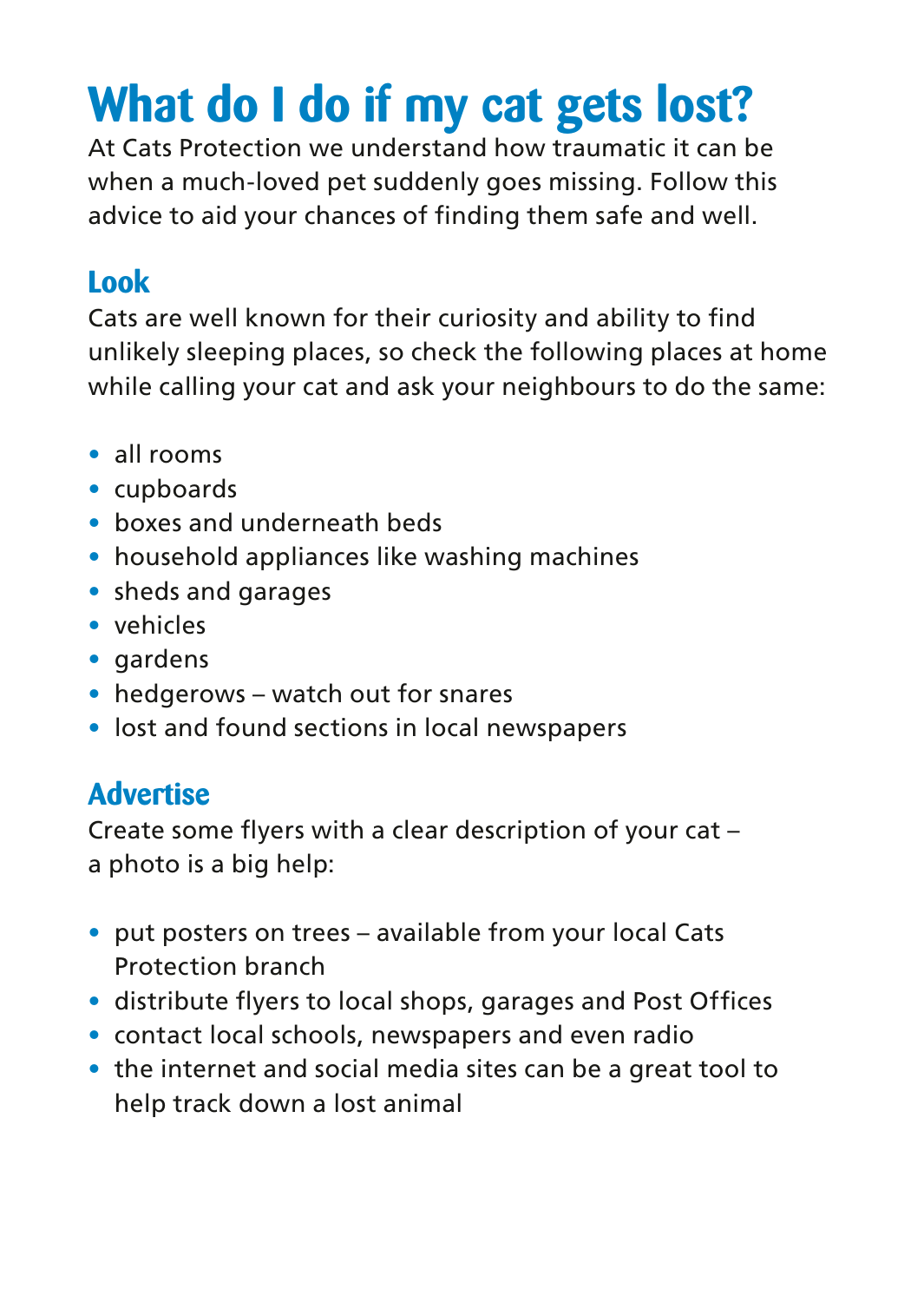# What do I do if my cat gets lost?

At Cats Protection we understand how traumatic it can be when a much-loved pet suddenly goes missing. Follow this advice to aid your chances of finding them safe and well.

## Look

Cats are well known for their curiosity and ability to find unlikely sleeping places, so check the following places at home while calling your cat and ask your neighbours to do the same:

- all rooms
- cupboards
- boxes and underneath beds
- household appliances like washing machines
- sheds and garages
- vehicles
- gardens
- hedgerows – watch out for snares
- lost and found sections in local newspapers

## Advertise

Create some flyers with a clear description of your cat – a photo is a big help:

- put posters on trees – available from your local Cats Protection branch
- distribute flyers to local shops, garages and Post Offices
- contact local schools, newspapers and even radio
- the internet and social media sites can be a great tool to help track down a lost animal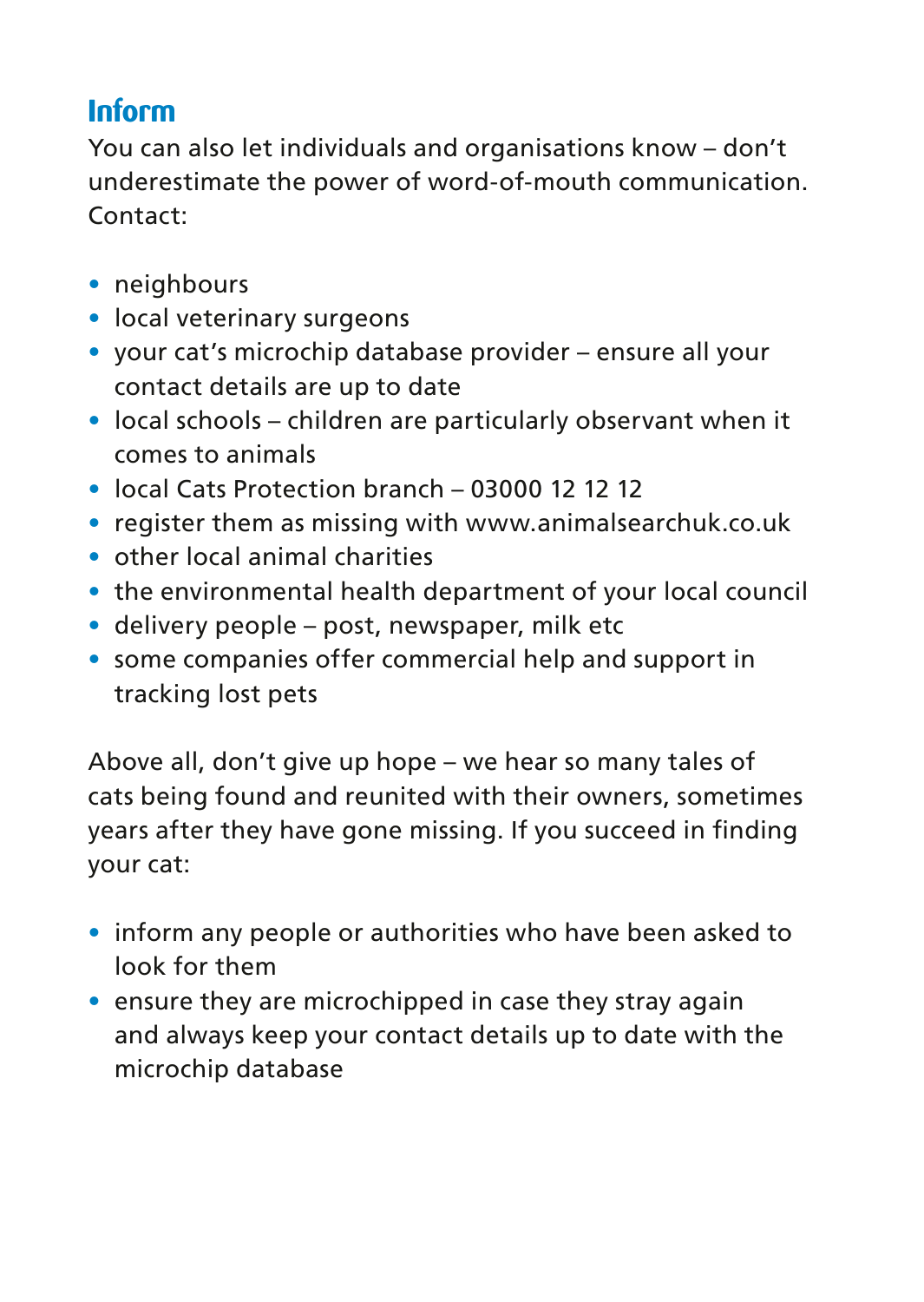## Inform

You can also let individuals and organisations know – don't underestimate the power of word-of-mouth communication. Contact:

- neighbours
- local veterinary surgeons
- your cat's microchip database provider – ensure all your contact details are up to date
- local schools – children are particularly observant when it comes to animals
- local Cats Protection branch – 03000 12 12 12
- register them as missing with www.animalsearchuk.co.uk
- other local animal charities
- the environmental health department of your local council
- delivery people – post, newspaper, milk etc
- some companies offer commercial help and support in tracking lost pets

Above all, don't give up hope – we hear so many tales of cats being found and reunited with their owners, sometimes years after they have gone missing. If you succeed in finding your cat:

- inform any people or authorities who have been asked to look for them
- ensure they are microchipped in case they stray again and always keep your contact details up to date with the microchip database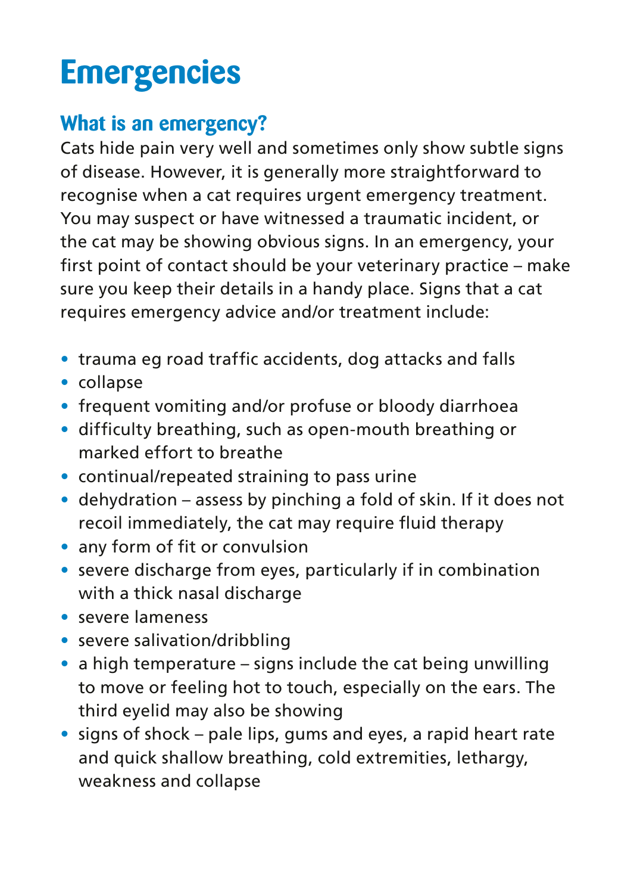# Emergencies

## What is an emergency?

Cats hide pain very well and sometimes only show subtle signs of disease. However, it is generally more straightforward to recognise when a cat requires urgent emergency treatment. You may suspect or have witnessed a traumatic incident, or the cat may be showing obvious signs. In an emergency, your first point of contact should be your veterinary practice – make sure you keep their details in a handy place. Signs that a cat requires emergency advice and/or treatment include:

- trauma eg road traffic accidents, dog attacks and falls
- collapse
- frequent vomiting and/or profuse or bloody diarrhoea
- difficulty breathing, such as open-mouth breathing or marked effort to breathe
- continual/repeated straining to pass urine
- dehydration – assess by pinching a fold of skin. If it does not recoil immediately, the cat may require fluid therapy
- any form of fit or convulsion
- severe discharge from eyes, particularly if in combination with a thick nasal discharge
- severe lameness
- severe salivation/dribbling
- a high temperature – signs include the cat being unwilling to move or feeling hot to touch, especially on the ears. The third eyelid may also be showing
- signs of shock – pale lips, gums and eyes, a rapid heart rate and quick shallow breathing, cold extremities, lethargy, weakness and collapse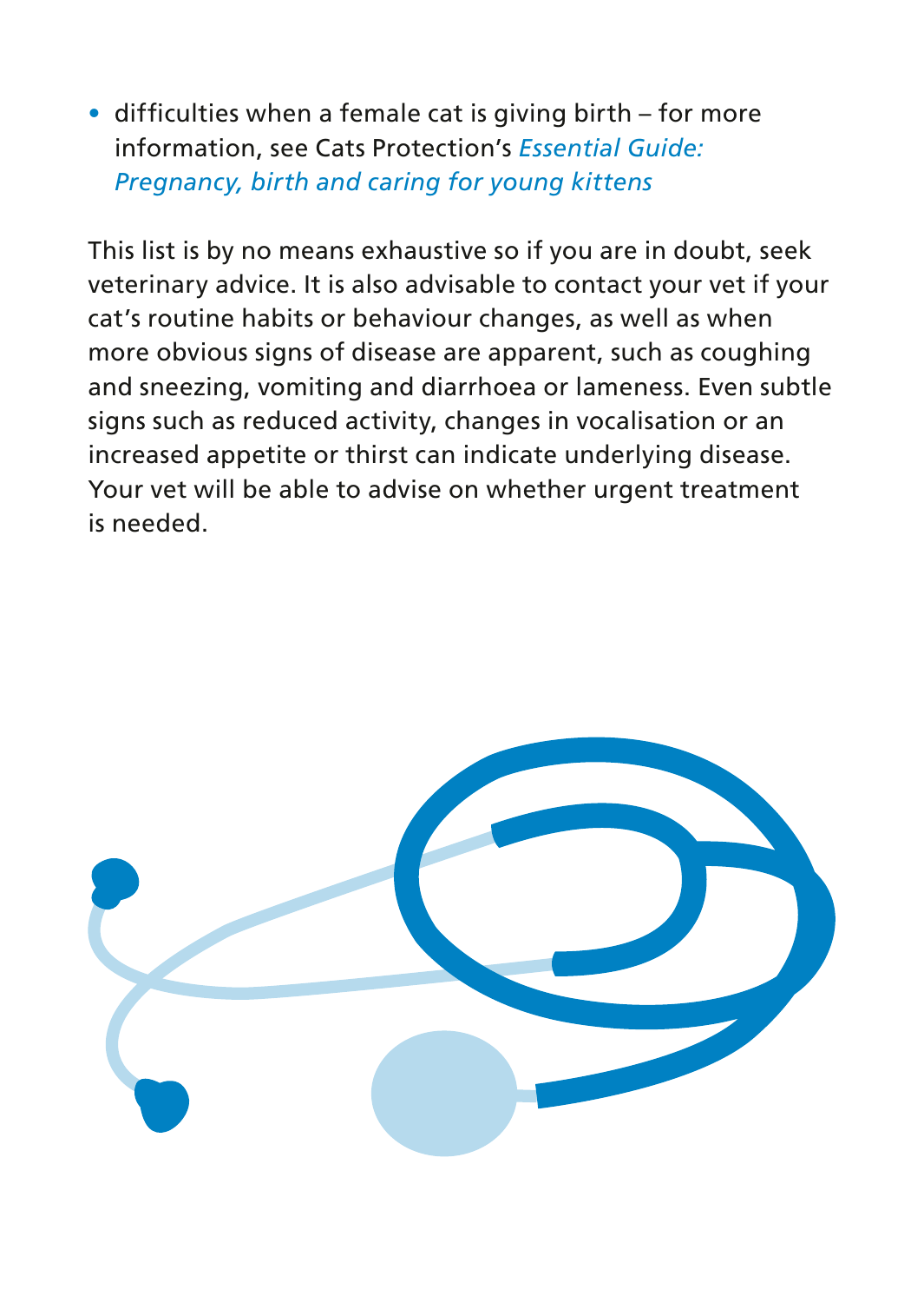- difficulties when a female cat is giving birth – for more information, see Cats Protection's *Essential Guide: Pregnancy, birth and caring for young kittens*

This list is by no means exhaustive so if you are in doubt, seek veterinary advice. It is also advisable to contact your vet if your cat's routine habits or behaviour changes, as well as when more obvious signs of disease are apparent, such as coughing and sneezing, vomiting and diarrhoea or lameness. Even subtle signs such as reduced activity, changes in vocalisation or an increased appetite or thirst can indicate underlying disease. Your vet will be able to advise on whether urgent treatment is needed.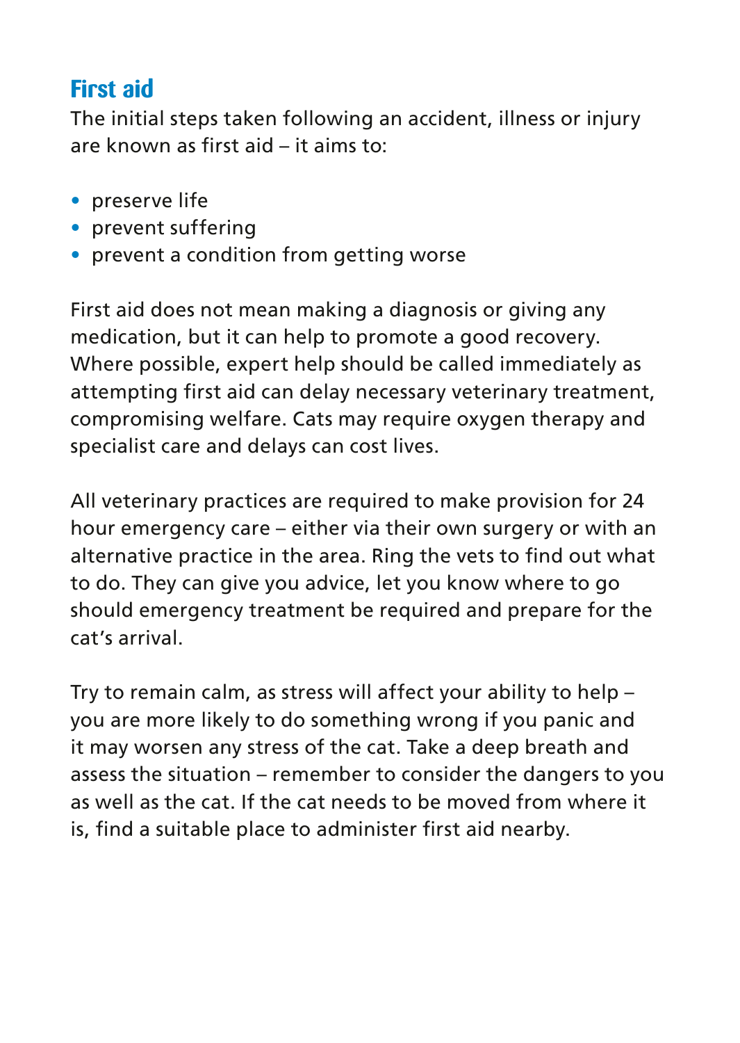## First aid

The initial steps taken following an accident, illness or injury are known as first aid – it aims to:

- preserve life
- prevent suffering
- prevent a condition from getting worse

First aid does not mean making a diagnosis or giving any medication, but it can help to promote a good recovery. Where possible, expert help should be called immediately as attempting first aid can delay necessary veterinary treatment, compromising welfare. Cats may require oxygen therapy and specialist care and delays can cost lives.

All veterinary practices are required to make provision for 24 hour emergency care – either via their own surgery or with an alternative practice in the area. Ring the vets to find out what to do. They can give you advice, let you know where to go should emergency treatment be required and prepare for the cat's arrival.

Try to remain calm, as stress will affect your ability to help – you are more likely to do something wrong if you panic and it may worsen any stress of the cat. Take a deep breath and assess the situation – remember to consider the dangers to you as well as the cat. If the cat needs to be moved from where it is, find a suitable place to administer first aid nearby.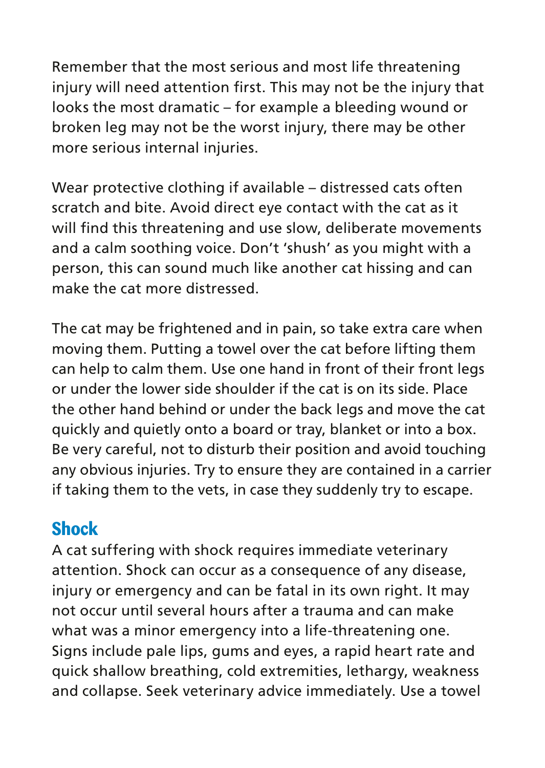Remember that the most serious and most life threatening injury will need attention first. This may not be the injury that looks the most dramatic – for example a bleeding wound or broken leg may not be the worst injury, there may be other more serious internal injuries.

Wear protective clothing if available – distressed cats often scratch and bite. Avoid direct eye contact with the cat as it will find this threatening and use slow, deliberate movements and a calm soothing voice. Don't 'shush' as you might with a person, this can sound much like another cat hissing and can make the cat more distressed.

The cat may be frightened and in pain, so take extra care when moving them. Putting a towel over the cat before lifting them can help to calm them. Use one hand in front of their front legs or under the lower side shoulder if the cat is on its side. Place the other hand behind or under the back legs and move the cat quickly and quietly onto a board or tray, blanket or into a box. Be very careful, not to disturb their position and avoid touching any obvious injuries. Try to ensure they are contained in a carrier if taking them to the vets, in case they suddenly try to escape.

## Shock

A cat suffering with shock requires immediate veterinary attention. Shock can occur as a consequence of any disease, injury or emergency and can be fatal in its own right. It may not occur until several hours after a trauma and can make what was a minor emergency into a life-threatening one. Signs include pale lips, gums and eyes, a rapid heart rate and quick shallow breathing, cold extremities, lethargy, weakness and collapse. Seek veterinary advice immediately. Use a towel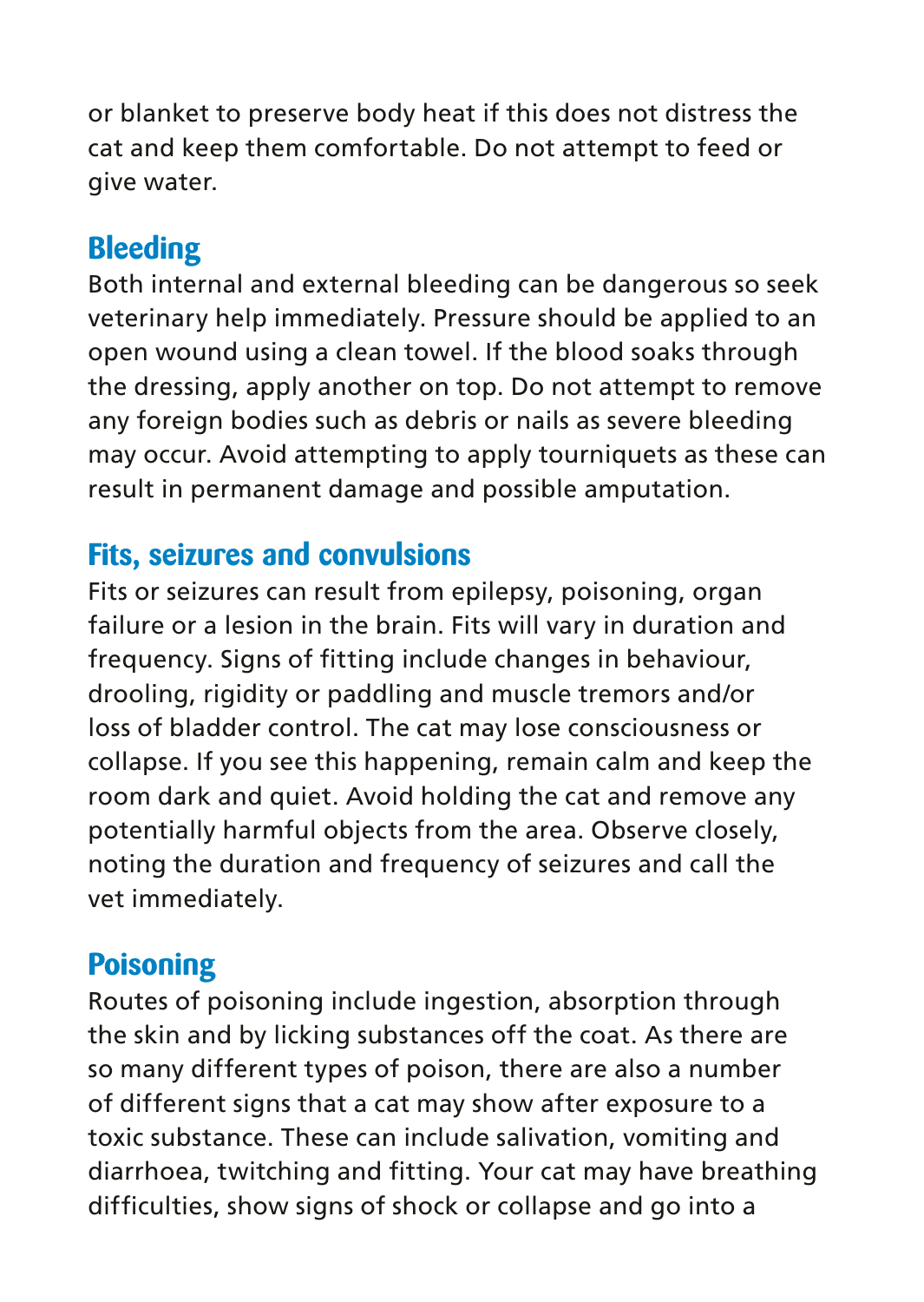or blanket to preserve body heat if this does not distress the cat and keep them comfortable. Do not attempt to feed or give water.

## Bleeding

Both internal and external bleeding can be dangerous so seek veterinary help immediately. Pressure should be applied to an open wound using a clean towel. If the blood soaks through the dressing, apply another on top. Do not attempt to remove any foreign bodies such as debris or nails as severe bleeding may occur. Avoid attempting to apply tourniquets as these can result in permanent damage and possible amputation.

## Fits, seizures and convulsions

Fits or seizures can result from epilepsy, poisoning, organ failure or a lesion in the brain. Fits will vary in duration and frequency. Signs of fitting include changes in behaviour, drooling, rigidity or paddling and muscle tremors and/or loss of bladder control. The cat may lose consciousness or collapse. If you see this happening, remain calm and keep the room dark and quiet. Avoid holding the cat and remove any potentially harmful objects from the area. Observe closely, noting the duration and frequency of seizures and call the vet immediately.

## Poisoning

Routes of poisoning include ingestion, absorption through the skin and by licking substances off the coat. As there are so many different types of poison, there are also a number of different signs that a cat may show after exposure to a toxic substance. These can include salivation, vomiting and diarrhoea, twitching and fitting. Your cat may have breathing difficulties, show signs of shock or collapse and go into a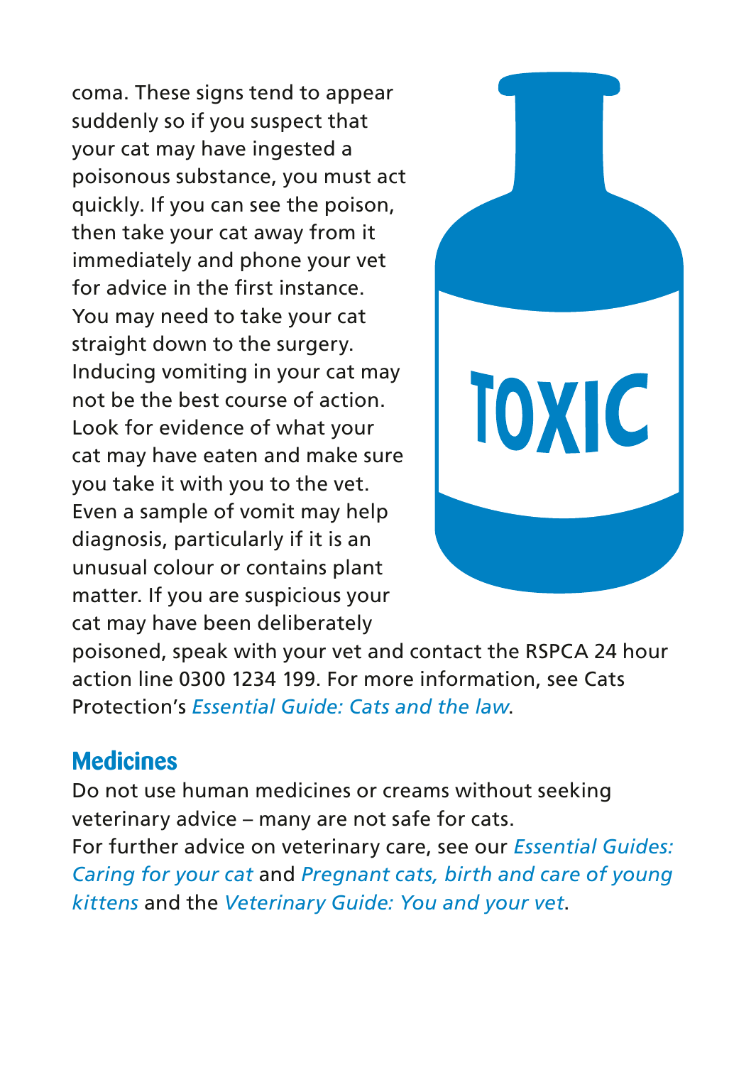coma. These signs tend to appear suddenly so if you suspect that your cat may have ingested a poisonous substance, you must act quickly. If you can see the poison, then take your cat away from it immediately and phone your vet for advice in the first instance. You may need to take your cat straight down to the surgery. Inducing vomiting in your cat may not be the best course of action. Look for evidence of what your cat may have eaten and make sure you take it with you to the vet. Even a sample of vomit may help diagnosis, particularly if it is an unusual colour or contains plant matter. If you are suspicious your cat may have been deliberately poisoned, speak with your vet and contact the RSPCA 24 hour action line 0300 1234 199. For more information, see Cats Protection's *Essential Guide: Cats and the law*.

## Medicines

Do not use human medicines or creams without seeking veterinary advice – many are not safe for cats.
For further advice on veterinary care, see our *Essential Guides: Caring for your cat* and *Pregnant cats, birth and care of young kittens* and the *Veterinary Guide: You and your vet*.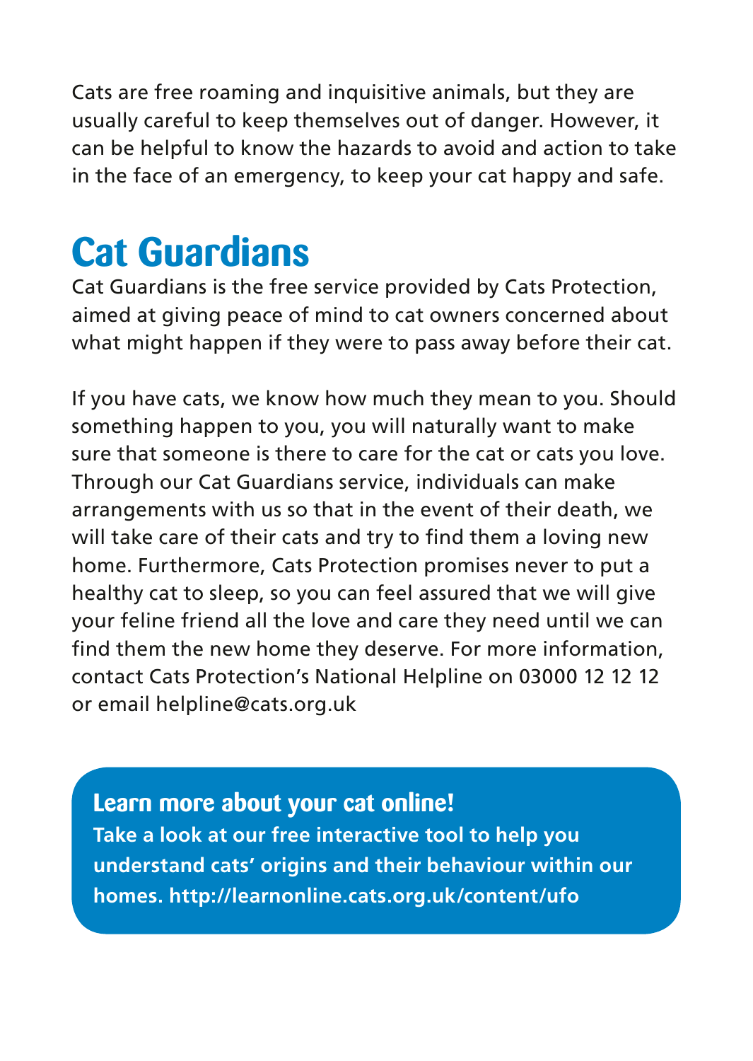Cats are free roaming and inquisitive animals, but they are usually careful to keep themselves out of danger. However, it can be helpful to know the hazards to avoid and action to take in the face of an emergency, to keep your cat happy and safe.

# Cat Guardians

Cat Guardians is the free service provided by Cats Protection, aimed at giving peace of mind to cat owners concerned about what might happen if they were to pass away before their cat.

If you have cats, we know how much they mean to you. Should something happen to you, you will naturally want to make sure that someone is there to care for the cat or cats you love. Through our Cat Guardians service, individuals can make arrangements with us so that in the event of their death, we will take care of their cats and try to find them a loving new home. Furthermore, Cats Protection promises never to put a healthy cat to sleep, so you can feel assured that we will give your feline friend all the love and care they need until we can find them the new home they deserve. For more information, contact Cats Protection's National Helpline on 03000 12 12 12 or email helpline@cats.org.uk

## Learn more about your cat online!

**Take a look at our free interactive tool to help you understand cats' origins and their behaviour within our homes. http://learnonline.cats.org.uk/content/ufo**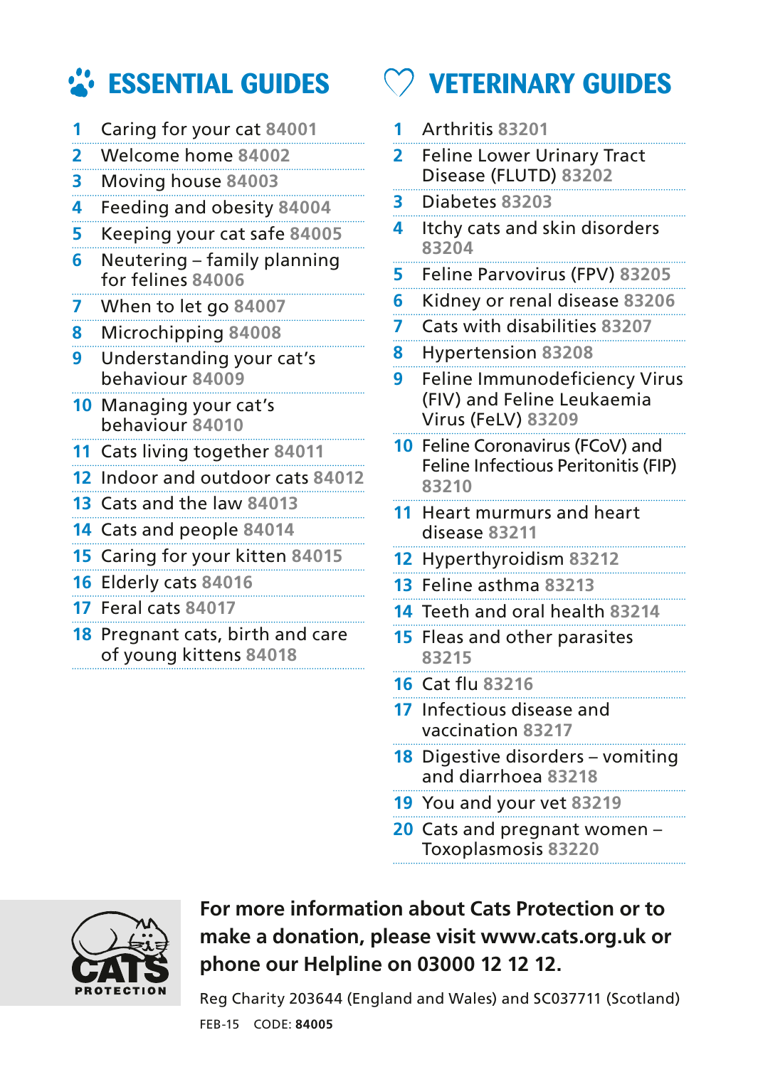## ESSENTIAL GUIDES

1. Caring for your cat 84001
2. Welcome home 84002
3. Moving house 84003
4. Feeding and obesity 84004
5. Keeping your cat safe 84005
6. Neutering – family planning for felines 84006
7. When to let go 84007
8. Microchipping 84008
9. Understanding your cat's behaviour 84009
10. Managing your cat's behaviour 84010
11. Cats living together 84011
12. Indoor and outdoor cats 84012
13. Cats and the law 84013
14. Cats and people 84014
15. Caring for your kitten 84015
16. Elderly cats 84016
17. Feral cats 84017
18. Pregnant cats, birth and care of young kittens 84018

## VETERINARY GUIDES

1. Arthritis 83201
2. Feline Lower Urinary Tract Disease (FLUTD) 83202
3. Diabetes 83203
4. Itchy cats and skin disorders 83204
5. Feline Parvovirus (FPV) 83205
6. Kidney or renal disease 83206
7. Cats with disabilities 83207
8. Hypertension 83208
9. Feline Immunodeficiency Virus (FIV) and Feline Leukaemia Virus (FeLV) 83209
10. Feline Coronavirus (FCoV) and Feline Infectious Peritonitis (FIP) 83210
11. Heart murmurs and heart disease 83211
12. Hyperthyroidism 83212
13. Feline asthma 83213
14. Teeth and oral health 83214
15. Fleas and other parasites 83215
16. Cat flu 83216
17. Infectious disease and vaccination 83217
18. Digestive disorders – vomiting and diarrhoea 83218
19. You and your vet 83219
20. Cats and pregnant women – Toxoplasmosis 83220

CATS PROTECTION

**For more information about Cats Protection or to make a donation, please visit www.cats.org.uk or phone our Helpline on 03000 12 12 12.**

Reg Charity 203644 (England and Wales) and SC037711 (Scotland)

FEB-15 CODE: **84005**